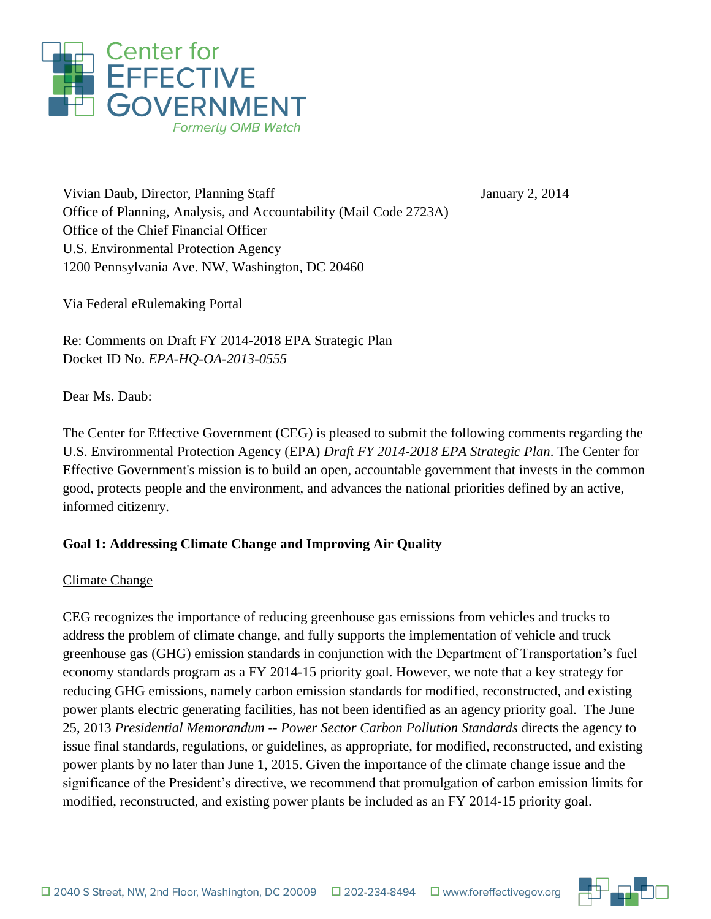Center for
EFFECTIVE
GOVERNMENT
Formerly OMB Watch

Vivian Daub, Director, Planning Staff
Office of Planning, Analysis, and Accountability (Mail Code 2723A)
Office of the Chief Financial Officer
U.S. Environmental Protection Agency
1200 Pennsylvania Ave. NW, Washington, DC 20460

January 2, 2014

Via Federal eRulemaking Portal

Re: Comments on Draft FY 2014-2018 EPA Strategic Plan
Docket ID No. *EPA-HQ-OA-2013-0555*

Dear Ms. Daub:

The Center for Effective Government (CEG) is pleased to submit the following comments regarding the U.S. Environmental Protection Agency (EPA) *Draft FY 2014-2018 EPA Strategic Plan*. The Center for Effective Government's mission is to build an open, accountable government that invests in the common good, protects people and the environment, and advances the national priorities defined by an active, informed citizenry.

**Goal 1: Addressing Climate Change and Improving Air Quality**

Climate Change

CEG recognizes the importance of reducing greenhouse gas emissions from vehicles and trucks to address the problem of climate change, and fully supports the implementation of vehicle and truck greenhouse gas (GHG) emission standards in conjunction with the Department of Transportation's fuel economy standards program as a FY 2014-15 priority goal. However, we note that a key strategy for reducing GHG emissions, namely carbon emission standards for modified, reconstructed, and existing power plants electric generating facilities, has not been identified as an agency priority goal. The June 25, 2013 *Presidential Memorandum -- Power Sector Carbon Pollution Standards* directs the agency to issue final standards, regulations, or guidelines, as appropriate, for modified, reconstructed, and existing power plants by no later than June 1, 2015. Given the importance of the climate change issue and the significance of the President's directive, we recommend that promulgation of carbon emission limits for modified, reconstructed, and existing power plants be included as an FY 2014-15 priority goal.

2040 S Street, NW, 2nd Floor, Washington, DC 20009 202-234-8494 www.foreffectivegov.org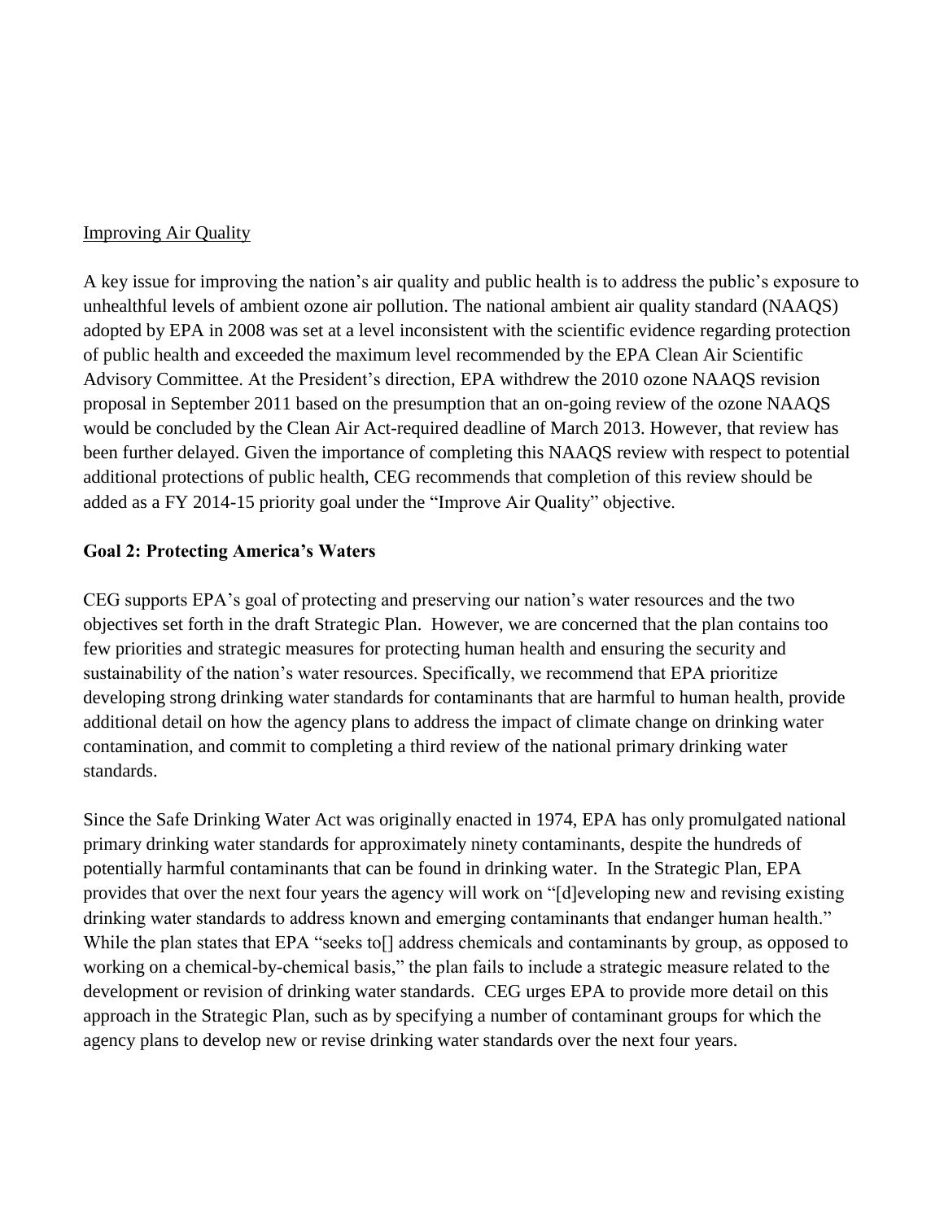Improving Air Quality

A key issue for improving the nation's air quality and public health is to address the public's exposure to unhealthful levels of ambient ozone air pollution. The national ambient air quality standard (NAAQS) adopted by EPA in 2008 was set at a level inconsistent with the scientific evidence regarding protection of public health and exceeded the maximum level recommended by the EPA Clean Air Scientific Advisory Committee. At the President's direction, EPA withdrew the 2010 ozone NAAQS revision proposal in September 2011 based on the presumption that an on-going review of the ozone NAAQS would be concluded by the Clean Air Act-required deadline of March 2013. However, that review has been further delayed. Given the importance of completing this NAAQS review with respect to potential additional protections of public health, CEG recommends that completion of this review should be added as a FY 2014-15 priority goal under the "Improve Air Quality" objective.

**Goal 2: Protecting America's Waters**

CEG supports EPA's goal of protecting and preserving our nation's water resources and the two objectives set forth in the draft Strategic Plan. However, we are concerned that the plan contains too few priorities and strategic measures for protecting human health and ensuring the security and sustainability of the nation's water resources. Specifically, we recommend that EPA prioritize developing strong drinking water standards for contaminants that are harmful to human health, provide additional detail on how the agency plans to address the impact of climate change on drinking water contamination, and commit to completing a third review of the national primary drinking water standards.

Since the Safe Drinking Water Act was originally enacted in 1974, EPA has only promulgated national primary drinking water standards for approximately ninety contaminants, despite the hundreds of potentially harmful contaminants that can be found in drinking water. In the Strategic Plan, EPA provides that over the next four years the agency will work on "[d]eveloping new and revising existing drinking water standards to address known and emerging contaminants that endanger human health." While the plan states that EPA "seeks to[] address chemicals and contaminants by group, as opposed to working on a chemical-by-chemical basis," the plan fails to include a strategic measure related to the development or revision of drinking water standards. CEG urges EPA to provide more detail on this approach in the Strategic Plan, such as by specifying a number of contaminant groups for which the agency plans to develop new or revise drinking water standards over the next four years.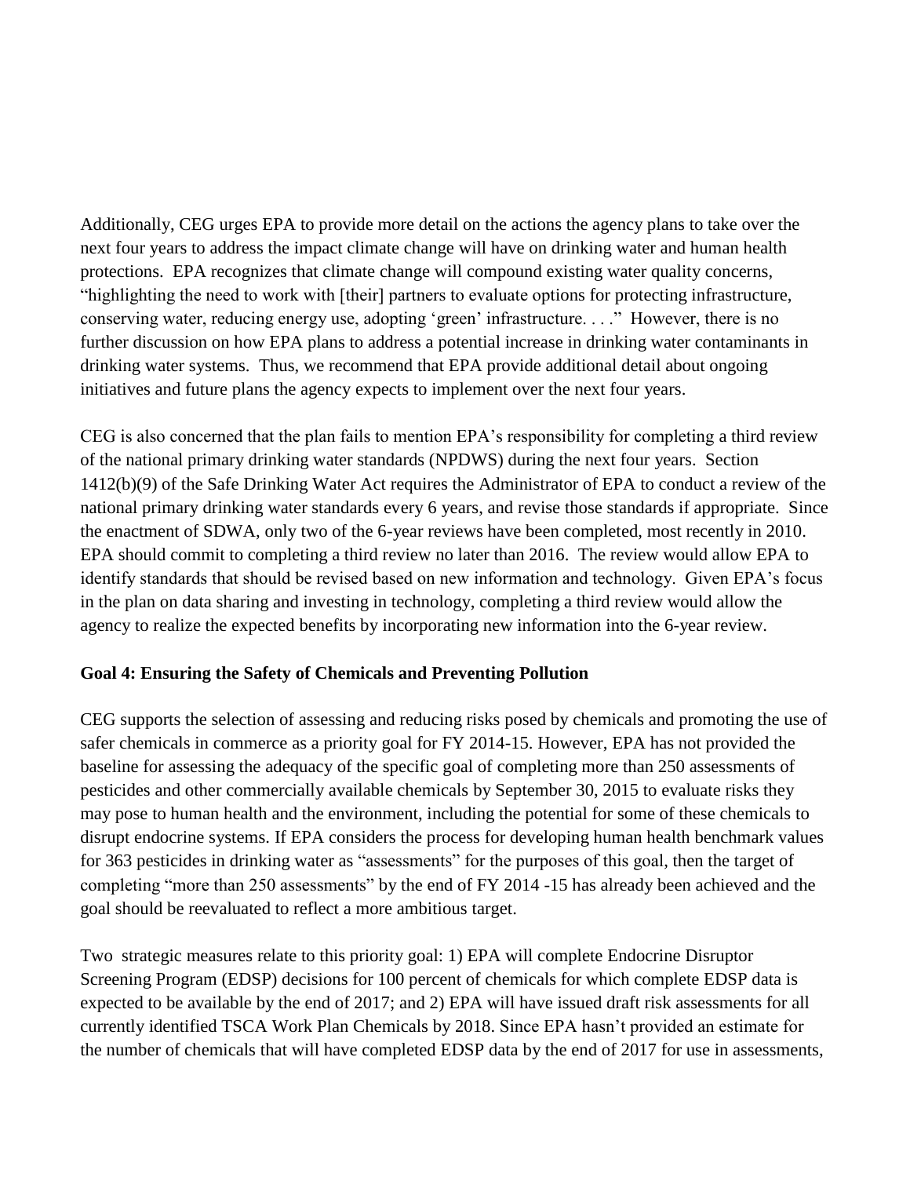Additionally, CEG urges EPA to provide more detail on the actions the agency plans to take over the next four years to address the impact climate change will have on drinking water and human health protections. EPA recognizes that climate change will compound existing water quality concerns, "highlighting the need to work with [their] partners to evaluate options for protecting infrastructure, conserving water, reducing energy use, adopting 'green' infrastructure. . . ." However, there is no further discussion on how EPA plans to address a potential increase in drinking water contaminants in drinking water systems. Thus, we recommend that EPA provide additional detail about ongoing initiatives and future plans the agency expects to implement over the next four years.

CEG is also concerned that the plan fails to mention EPA's responsibility for completing a third review of the national primary drinking water standards (NPDWS) during the next four years. Section 1412(b)(9) of the Safe Drinking Water Act requires the Administrator of EPA to conduct a review of the national primary drinking water standards every 6 years, and revise those standards if appropriate. Since the enactment of SDWA, only two of the 6-year reviews have been completed, most recently in 2010. EPA should commit to completing a third review no later than 2016. The review would allow EPA to identify standards that should be revised based on new information and technology. Given EPA's focus in the plan on data sharing and investing in technology, completing a third review would allow the agency to realize the expected benefits by incorporating new information into the 6-year review.

**Goal 4: Ensuring the Safety of Chemicals and Preventing Pollution**

CEG supports the selection of assessing and reducing risks posed by chemicals and promoting the use of safer chemicals in commerce as a priority goal for FY 2014-15. However, EPA has not provided the baseline for assessing the adequacy of the specific goal of completing more than 250 assessments of pesticides and other commercially available chemicals by September 30, 2015 to evaluate risks they may pose to human health and the environment, including the potential for some of these chemicals to disrupt endocrine systems. If EPA considers the process for developing human health benchmark values for 363 pesticides in drinking water as "assessments" for the purposes of this goal, then the target of completing "more than 250 assessments" by the end of FY 2014 -15 has already been achieved and the goal should be reevaluated to reflect a more ambitious target.

Two strategic measures relate to this priority goal: 1) EPA will complete Endocrine Disruptor Screening Program (EDSP) decisions for 100 percent of chemicals for which complete EDSP data is expected to be available by the end of 2017; and 2) EPA will have issued draft risk assessments for all currently identified TSCA Work Plan Chemicals by 2018. Since EPA hasn't provided an estimate for the number of chemicals that will have completed EDSP data by the end of 2017 for use in assessments,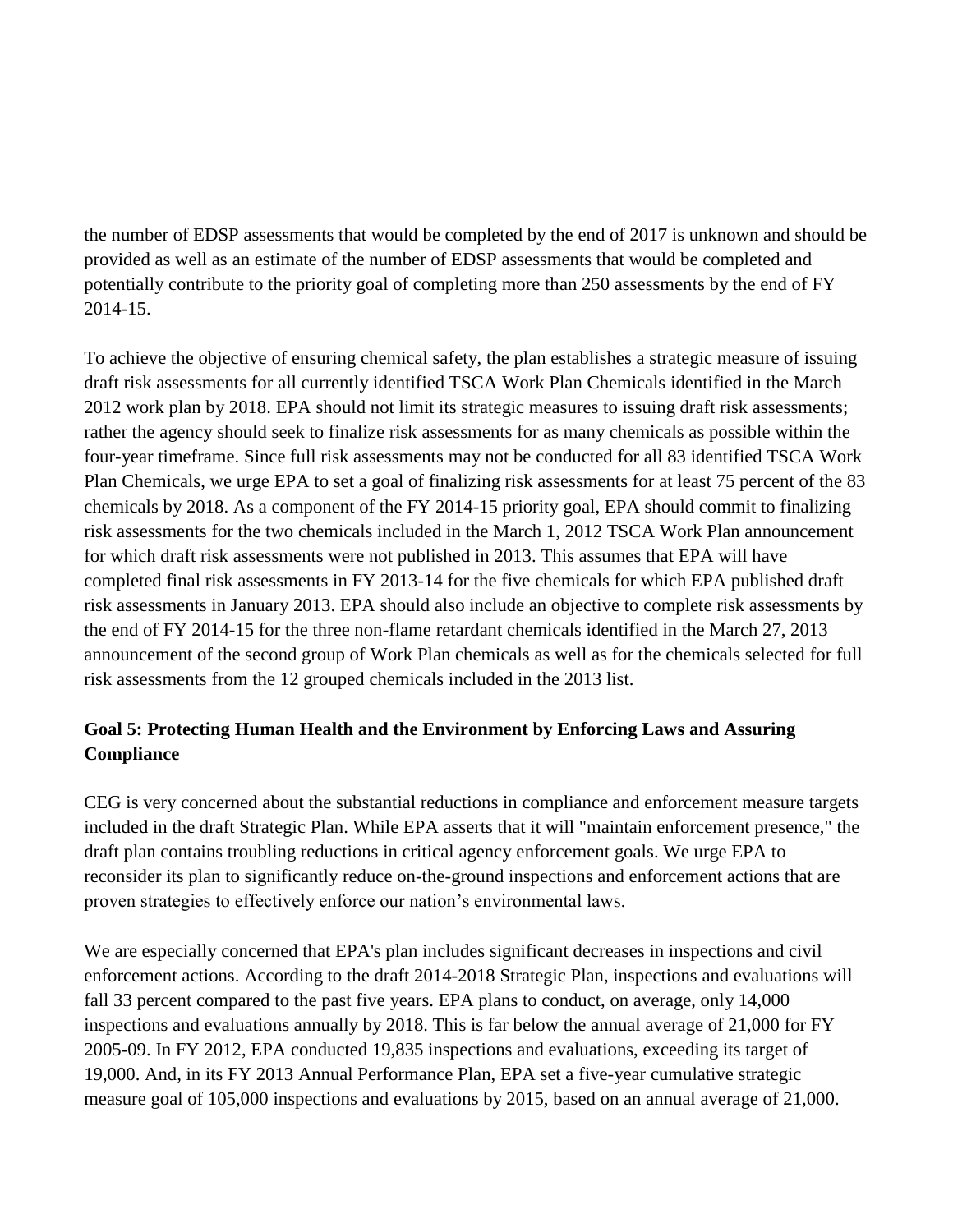the number of EDSP assessments that would be completed by the end of 2017 is unknown and should be provided as well as an estimate of the number of EDSP assessments that would be completed and potentially contribute to the priority goal of completing more than 250 assessments by the end of FY 2014-15.

To achieve the objective of ensuring chemical safety, the plan establishes a strategic measure of issuing draft risk assessments for all currently identified TSCA Work Plan Chemicals identified in the March 2012 work plan by 2018. EPA should not limit its strategic measures to issuing draft risk assessments; rather the agency should seek to finalize risk assessments for as many chemicals as possible within the four-year timeframe. Since full risk assessments may not be conducted for all 83 identified TSCA Work Plan Chemicals, we urge EPA to set a goal of finalizing risk assessments for at least 75 percent of the 83 chemicals by 2018. As a component of the FY 2014-15 priority goal, EPA should commit to finalizing risk assessments for the two chemicals included in the March 1, 2012 TSCA Work Plan announcement for which draft risk assessments were not published in 2013. This assumes that EPA will have completed final risk assessments in FY 2013-14 for the five chemicals for which EPA published draft risk assessments in January 2013. EPA should also include an objective to complete risk assessments by the end of FY 2014-15 for the three non-flame retardant chemicals identified in the March 27, 2013 announcement of the second group of Work Plan chemicals as well as for the chemicals selected for full risk assessments from the 12 grouped chemicals included in the 2013 list.

## Goal 5: Protecting Human Health and the Environment by Enforcing Laws and Assuring Compliance

CEG is very concerned about the substantial reductions in compliance and enforcement measure targets included in the draft Strategic Plan. While EPA asserts that it will "maintain enforcement presence," the draft plan contains troubling reductions in critical agency enforcement goals. We urge EPA to reconsider its plan to significantly reduce on-the-ground inspections and enforcement actions that are proven strategies to effectively enforce our nation's environmental laws.

We are especially concerned that EPA's plan includes significant decreases in inspections and civil enforcement actions. According to the draft 2014-2018 Strategic Plan, inspections and evaluations will fall 33 percent compared to the past five years. EPA plans to conduct, on average, only 14,000 inspections and evaluations annually by 2018. This is far below the annual average of 21,000 for FY 2005-09. In FY 2012, EPA conducted 19,835 inspections and evaluations, exceeding its target of 19,000. And, in its FY 2013 Annual Performance Plan, EPA set a five-year cumulative strategic measure goal of 105,000 inspections and evaluations by 2015, based on an annual average of 21,000.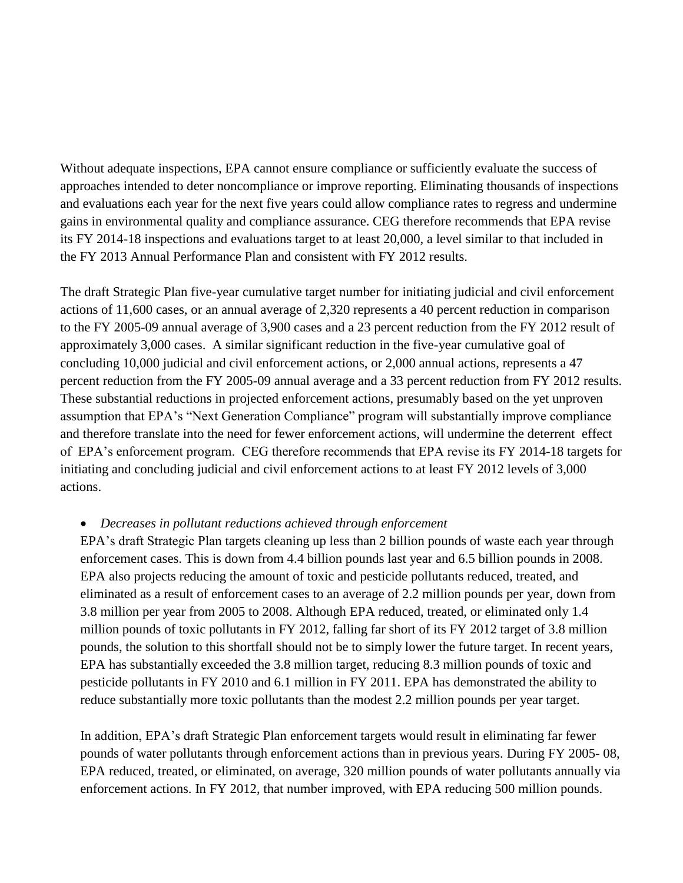Without adequate inspections, EPA cannot ensure compliance or sufficiently evaluate the success of approaches intended to deter noncompliance or improve reporting. Eliminating thousands of inspections and evaluations each year for the next five years could allow compliance rates to regress and undermine gains in environmental quality and compliance assurance. CEG therefore recommends that EPA revise its FY 2014-18 inspections and evaluations target to at least 20,000, a level similar to that included in the FY 2013 Annual Performance Plan and consistent with FY 2012 results.

The draft Strategic Plan five-year cumulative target number for initiating judicial and civil enforcement actions of 11,600 cases, or an annual average of 2,320 represents a 40 percent reduction in comparison to the FY 2005-09 annual average of 3,900 cases and a 23 percent reduction from the FY 2012 result of approximately 3,000 cases. A similar significant reduction in the five-year cumulative goal of concluding 10,000 judicial and civil enforcement actions, or 2,000 annual actions, represents a 47 percent reduction from the FY 2005-09 annual average and a 33 percent reduction from FY 2012 results. These substantial reductions in projected enforcement actions, presumably based on the yet unproven assumption that EPA's "Next Generation Compliance" program will substantially improve compliance and therefore translate into the need for fewer enforcement actions, will undermine the deterrent effect of EPA's enforcement program. CEG therefore recommends that EPA revise its FY 2014-18 targets for initiating and concluding judicial and civil enforcement actions to at least FY 2012 levels of 3,000 actions.

- *Decreases in pollutant reductions achieved through enforcement*

EPA's draft Strategic Plan targets cleaning up less than 2 billion pounds of waste each year through enforcement cases. This is down from 4.4 billion pounds last year and 6.5 billion pounds in 2008. EPA also projects reducing the amount of toxic and pesticide pollutants reduced, treated, and eliminated as a result of enforcement cases to an average of 2.2 million pounds per year, down from 3.8 million per year from 2005 to 2008. Although EPA reduced, treated, or eliminated only 1.4 million pounds of toxic pollutants in FY 2012, falling far short of its FY 2012 target of 3.8 million pounds, the solution to this shortfall should not be to simply lower the future target. In recent years, EPA has substantially exceeded the 3.8 million target, reducing 8.3 million pounds of toxic and pesticide pollutants in FY 2010 and 6.1 million in FY 2011. EPA has demonstrated the ability to reduce substantially more toxic pollutants than the modest 2.2 million pounds per year target.

In addition, EPA's draft Strategic Plan enforcement targets would result in eliminating far fewer pounds of water pollutants through enforcement actions than in previous years. During FY 2005- 08, EPA reduced, treated, or eliminated, on average, 320 million pounds of water pollutants annually via enforcement actions. In FY 2012, that number improved, with EPA reducing 500 million pounds.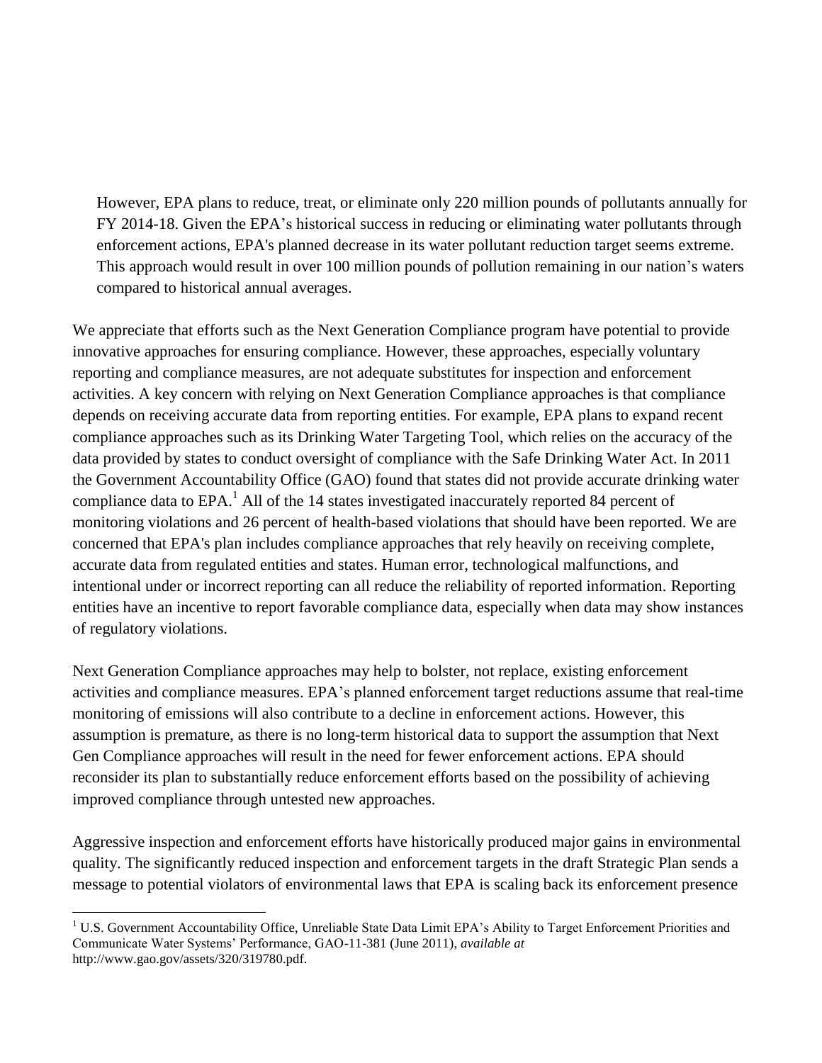However, EPA plans to reduce, treat, or eliminate only 220 million pounds of pollutants annually for FY 2014-18. Given the EPA's historical success in reducing or eliminating water pollutants through enforcement actions, EPA's planned decrease in its water pollutant reduction target seems extreme. This approach would result in over 100 million pounds of pollution remaining in our nation's waters compared to historical annual averages.

We appreciate that efforts such as the Next Generation Compliance program have potential to provide innovative approaches for ensuring compliance. However, these approaches, especially voluntary reporting and compliance measures, are not adequate substitutes for inspection and enforcement activities. A key concern with relying on Next Generation Compliance approaches is that compliance depends on receiving accurate data from reporting entities. For example, EPA plans to expand recent compliance approaches such as its Drinking Water Targeting Tool, which relies on the accuracy of the data provided by states to conduct oversight of compliance with the Safe Drinking Water Act. In 2011 the Government Accountability Office (GAO) found that states did not provide accurate drinking water compliance data to EPA.[1] All of the 14 states investigated inaccurately reported 84 percent of monitoring violations and 26 percent of health-based violations that should have been reported. We are concerned that EPA's plan includes compliance approaches that rely heavily on receiving complete, accurate data from regulated entities and states. Human error, technological malfunctions, and intentional under or incorrect reporting can all reduce the reliability of reported information. Reporting entities have an incentive to report favorable compliance data, especially when data may show instances of regulatory violations.

Next Generation Compliance approaches may help to bolster, not replace, existing enforcement activities and compliance measures. EPA's planned enforcement target reductions assume that real-time monitoring of emissions will also contribute to a decline in enforcement actions. However, this assumption is premature, as there is no long-term historical data to support the assumption that Next Gen Compliance approaches will result in the need for fewer enforcement actions. EPA should reconsider its plan to substantially reduce enforcement efforts based on the possibility of achieving improved compliance through untested new approaches.

Aggressive inspection and enforcement efforts have historically produced major gains in environmental quality. The significantly reduced inspection and enforcement targets in the draft Strategic Plan sends a message to potential violators of environmental laws that EPA is scaling back its enforcement presence

[1] U.S. Government Accountability Office, Unreliable State Data Limit EPA's Ability to Target Enforcement Priorities and Communicate Water Systems' Performance, GAO-11-381 (June 2011), *available at* http://www.gao.gov/assets/320/319780.pdf.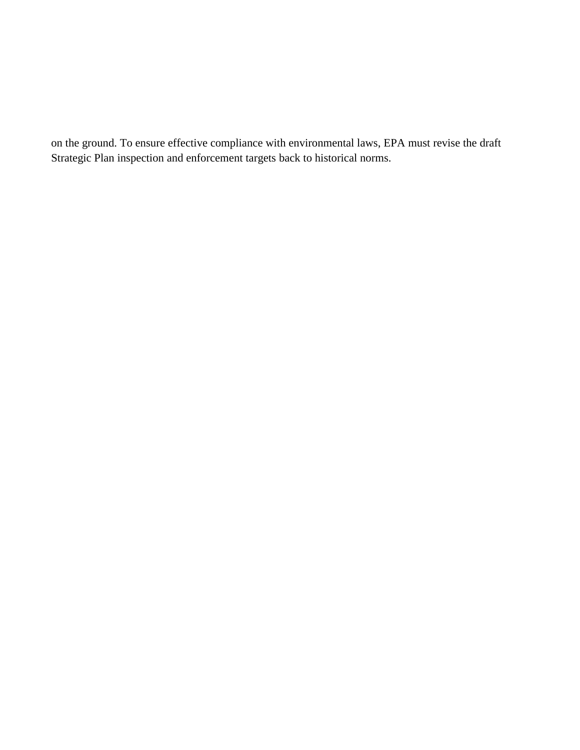on the ground. To ensure effective compliance with environmental laws, EPA must revise the draft Strategic Plan inspection and enforcement targets back to historical norms.